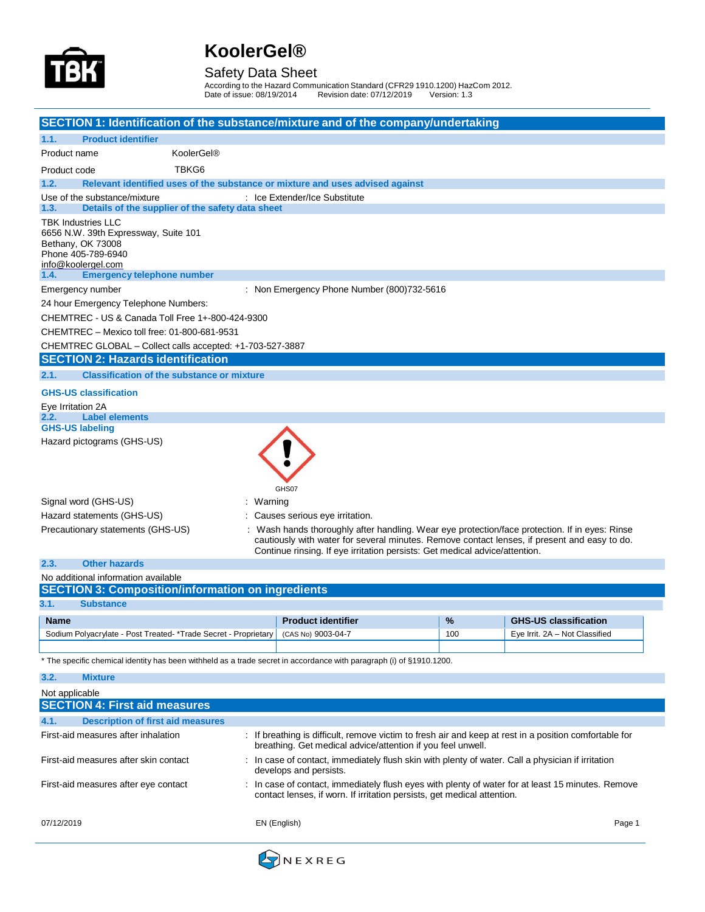# KoolerGel®

## Safety Data Sheet

According to the Hazard Communication Standard (CFR29 1910.1200) HazCom 2012.
Date of issue: 08/19/2014 Revision date: 07/12/2019 Version: 1.3

## SECTION 1: Identification of the substance/mixture and of the company/undertaking

### 1.1. Product identifier

Product name KoolerGel®

Product code TBKG6

### 1.2. Relevant identified uses of the substance or mixture and uses advised against

Use of the substance/mixture : Ice Extender/Ice Substitute

### 1.3. Details of the supplier of the safety data sheet

TBK Industries LLC
6656 N.W. 39th Expressway, Suite 101
Bethany, OK 73008
Phone 405-789-6940
info@koolergel.com

### 1.4. Emergency telephone number

Emergency number : Non Emergency Phone Number (800)732-5616

24 hour Emergency Telephone Numbers:

CHEMTREC - US & Canada Toll Free 1+-800-424-9300

CHEMTREC – Mexico toll free: 01-800-681-9531

CHEMTREC GLOBAL – Collect calls accepted: +1-703-527-3887

## SECTION 2: Hazards identification

### 2.1. Classification of the substance or mixture

**GHS-US classification**

Eye Irritation 2A

### 2.2. Label elements

**GHS-US labeling**

Hazard pictograms (GHS-US) : GHS07

Signal word (GHS-US) : Warning

Hazard statements (GHS-US) : Causes serious eye irritation.

Precautionary statements (GHS-US) : Wash hands thoroughly after handling. Wear eye protection/face protection. If in eyes: Rinse cautiously with water for several minutes. Remove contact lenses, if present and easy to do. Continue rinsing. If eye irritation persists: Get medical advice/attention.

### 2.3. Other hazards

No additional information available

## SECTION 3: Composition/information on ingredients

### 3.1. Substance

| Name | Product identifier | % | GHS-US classification |
|---|---|---|---|
| Sodium Polyacrylate - Post Treated- *Trade Secret - Proprietary | (CAS No) 9003-04-7 | 100 | Eye Irrit. 2A – Not Classified |
| | | | |

* The specific chemical identity has been withheld as a trade secret in accordance with paragraph (i) of §1910.1200.

### 3.2. Mixture

Not applicable

## SECTION 4: First aid measures

### 4.1. Description of first aid measures

First-aid measures after inhalation : If breathing is difficult, remove victim to fresh air and keep at rest in a position comfortable for breathing. Get medical advice/attention if you feel unwell.

First-aid measures after skin contact : In case of contact, immediately flush skin with plenty of water. Call a physician if irritation develops and persists.

First-aid measures after eye contact : In case of contact, immediately flush eyes with plenty of water for at least 15 minutes. Remove contact lenses, if worn. If irritation persists, get medical attention.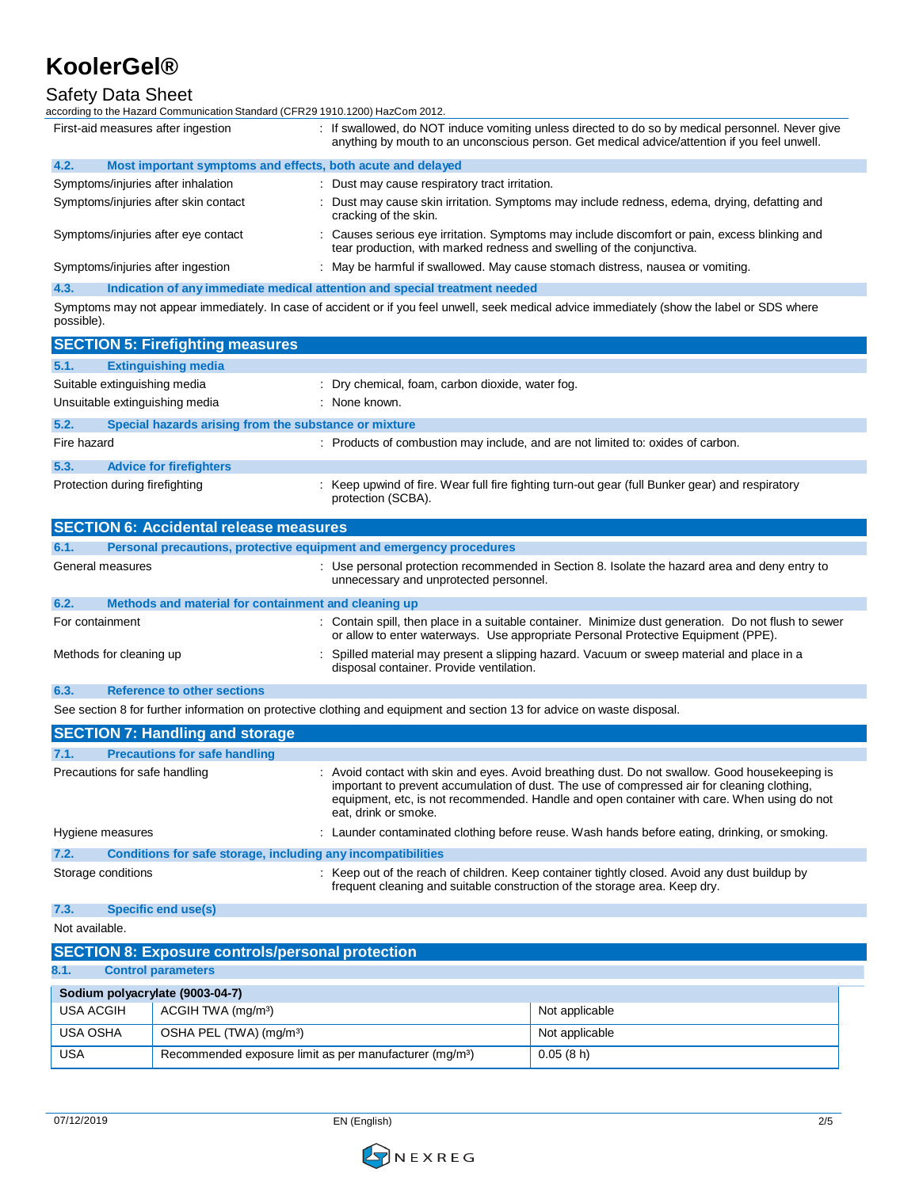| | |
|---|---|
| First-aid measures after ingestion | : If swallowed, do NOT induce vomiting unless directed to do so by medical personnel. Never give anything by mouth to an unconscious person. Get medical advice/attention if you feel unwell. |

### 4.2. Most important symptoms and effects, both acute and delayed

| | |
|---|---|
| Symptoms/injuries after inhalation | : Dust may cause respiratory tract irritation. |
| Symptoms/injuries after skin contact | : Dust may cause skin irritation. Symptoms may include redness, edema, drying, defatting and cracking of the skin. |
| Symptoms/injuries after eye contact | : Causes serious eye irritation. Symptoms may include discomfort or pain, excess blinking and tear production, with marked redness and swelling of the conjunctiva. |
| Symptoms/injuries after ingestion | : May be harmful if swallowed. May cause stomach distress, nausea or vomiting. |

### 4.3. Indication of any immediate medical attention and special treatment needed

Symptoms may not appear immediately. In case of accident or if you feel unwell, seek medical advice immediately (show the label or SDS where possible).

## SECTION 5: Firefighting measures

### 5.1. Extinguishing media

| | |
|---|---|
| Suitable extinguishing media | : Dry chemical, foam, carbon dioxide, water fog. |
| Unsuitable extinguishing media | : None known. |

### 5.2. Special hazards arising from the substance or mixture

| | |
|---|---|
| Fire hazard | : Products of combustion may include, and are not limited to: oxides of carbon. |

### 5.3. Advice for firefighters

| | |
|---|---|
| Protection during firefighting | : Keep upwind of fire. Wear full fire fighting turn-out gear (full Bunker gear) and respiratory protection (SCBA). |

## SECTION 6: Accidental release measures

### 6.1. Personal precautions, protective equipment and emergency procedures

| | |
|---|---|
| General measures | : Use personal protection recommended in Section 8. Isolate the hazard area and deny entry to unnecessary and unprotected personnel. |

### 6.2. Methods and material for containment and cleaning up

| | |
|---|---|
| For containment | : Contain spill, then place in a suitable container. Minimize dust generation. Do not flush to sewer or allow to enter waterways. Use appropriate Personal Protective Equipment (PPE). |
| Methods for cleaning up | : Spilled material may present a slipping hazard. Vacuum or sweep material and place in a disposal container. Provide ventilation. |

### 6.3. Reference to other sections

See section 8 for further information on protective clothing and equipment and section 13 for advice on waste disposal.

## SECTION 7: Handling and storage

### 7.1. Precautions for safe handling

| | |
|---|---|
| Precautions for safe handling | : Avoid contact with skin and eyes. Avoid breathing dust. Do not swallow. Good housekeeping is important to prevent accumulation of dust. The use of compressed air for cleaning clothing, equipment, etc, is not recommended. Handle and open container with care. When using do not eat, drink or smoke. |
| Hygiene measures | : Launder contaminated clothing before reuse. Wash hands before eating, drinking, or smoking. |

### 7.2. Conditions for safe storage, including any incompatibilities

| | |
|---|---|
| Storage conditions | : Keep out of the reach of children. Keep container tightly closed. Avoid any dust buildup by frequent cleaning and suitable construction of the storage area. Keep dry. |

### 7.3. Specific end use(s)

Not available.

## SECTION 8: Exposure controls/personal protection

### 8.1. Control parameters

| Sodium polyacrylate (9003-04-7) | | |
|---|---|---|
| USA ACGIH | ACGIH TWA (mg/m³) | Not applicable |
| USA OSHA | OSHA PEL (TWA) (mg/m³) | Not applicable |
| USA | Recommended exposure limit as per manufacturer (mg/m³) | 0.05 (8 h) |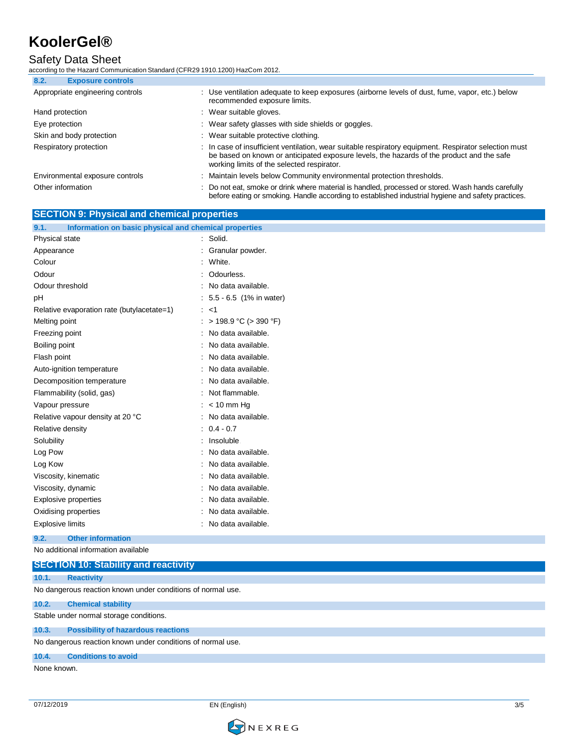### 8.2. Exposure controls

| | |
|---|---|
| Appropriate engineering controls | : Use ventilation adequate to keep exposures (airborne levels of dust, fume, vapor, etc.) below recommended exposure limits. |
| Hand protection | : Wear suitable gloves. |
| Eye protection | : Wear safety glasses with side shields or goggles. |
| Skin and body protection | : Wear suitable protective clothing. |
| Respiratory protection | : In case of insufficient ventilation, wear suitable respiratory equipment. Respirator selection must be based on known or anticipated exposure levels, the hazards of the product and the safe working limits of the selected respirator. |
| Environmental exposure controls | : Maintain levels below Community environmental protection thresholds. |
| Other information | : Do not eat, smoke or drink where material is handled, processed or stored. Wash hands carefully before eating or smoking. Handle according to established industrial hygiene and safety practices. |

## SECTION 9: Physical and chemical properties

### 9.1. Information on basic physical and chemical properties

| | |
|---|---|
| Physical state | : Solid. |
| Appearance | : Granular powder. |
| Colour | : White. |
| Odour | : Odourless. |
| Odour threshold | : No data available. |
| pH | : 5.5 - 6.5 (1% in water) |
| Relative evaporation rate (butylacetate=1) | : <1 |
| Melting point | : > 198.9 °C (> 390 °F) |
| Freezing point | : No data available. |
| Boiling point | : No data available. |
| Flash point | : No data available. |
| Auto-ignition temperature | : No data available. |
| Decomposition temperature | : No data available. |
| Flammability (solid, gas) | : Not flammable. |
| Vapour pressure | : < 10 mm Hg |
| Relative vapour density at 20 °C | : No data available. |
| Relative density | : 0.4 - 0.7 |
| Solubility | : Insoluble |
| Log Pow | : No data available. |
| Log Kow | : No data available. |
| Viscosity, kinematic | : No data available. |
| Viscosity, dynamic | : No data available. |
| Explosive properties | : No data available. |
| Oxidising properties | : No data available. |
| Explosive limits | : No data available. |

### 9.2. Other information

No additional information available

## SECTION 10: Stability and reactivity

### 10.1. Reactivity

No dangerous reaction known under conditions of normal use.

### 10.2. Chemical stability

Stable under normal storage conditions.

### 10.3. Possibility of hazardous reactions

No dangerous reaction known under conditions of normal use.

### 10.4. Conditions to avoid

None known.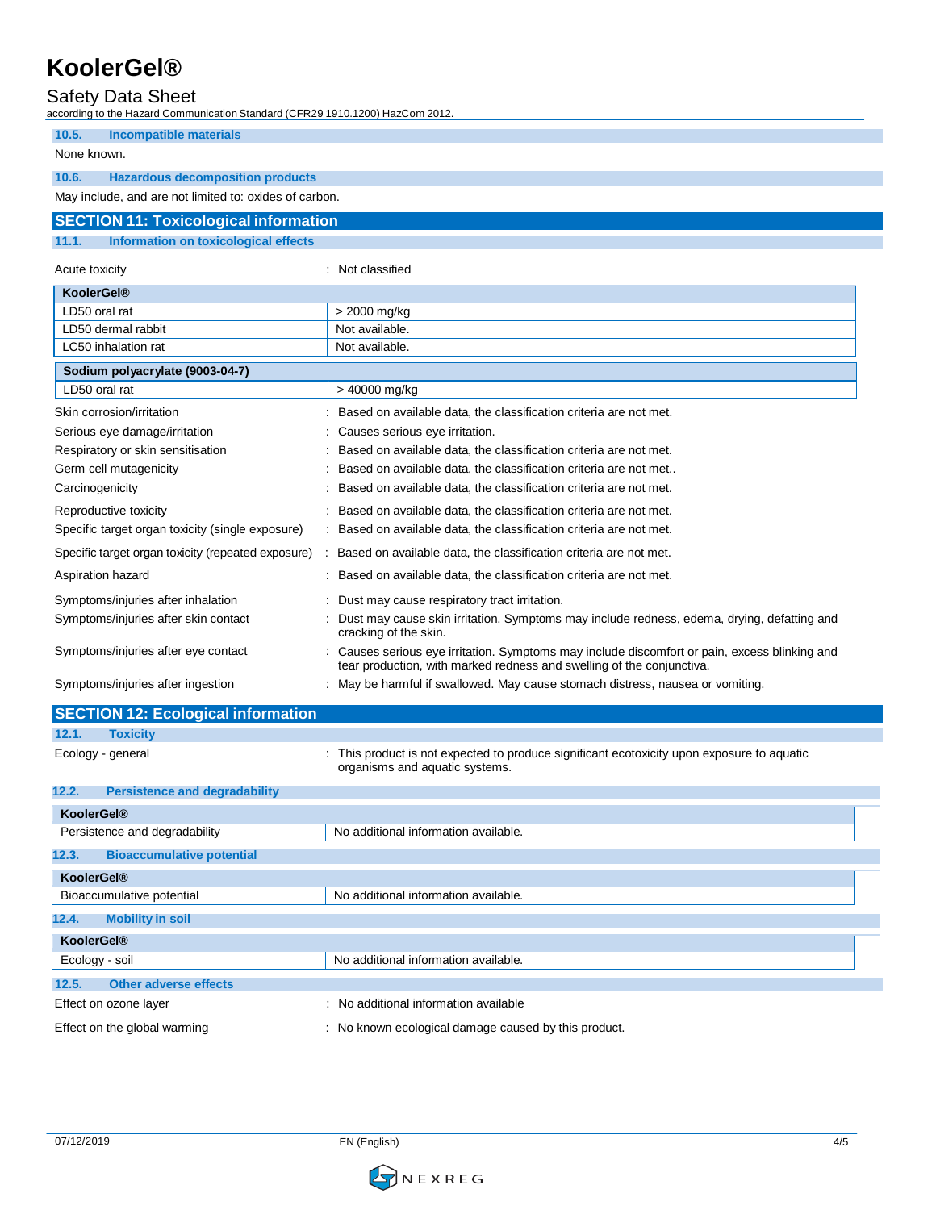### 10.5. Incompatible materials

None known.

### 10.6. Hazardous decomposition products

May include, and are not limited to: oxides of carbon.

## SECTION 11: Toxicological information

### 11.1. Information on toxicological effects

Acute toxicity : Not classified

| KoolerGel® | |
|---|---|
| LD50 oral rat | > 2000 mg/kg |
| LD50 dermal rabbit | Not available. |
| LC50 inhalation rat | Not available. |

| Sodium polyacrylate (9003-04-7) | |
|---|---|
| LD50 oral rat | > 40000 mg/kg |

Skin corrosion/irritation : Based on available data, the classification criteria are not met.

Serious eye damage/irritation : Causes serious eye irritation.

Respiratory or skin sensitisation : Based on available data, the classification criteria are not met.

Germ cell mutagenicity : Based on available data, the classification criteria are not met..

Carcinogenicity : Based on available data, the classification criteria are not met.

Reproductive toxicity : Based on available data, the classification criteria are not met.

Specific target organ toxicity (single exposure) : Based on available data, the classification criteria are not met.

Specific target organ toxicity (repeated exposure) : Based on available data, the classification criteria are not met.

Aspiration hazard : Based on available data, the classification criteria are not met.

Symptoms/injuries after inhalation : Dust may cause respiratory tract irritation.

Symptoms/injuries after skin contact : Dust may cause skin irritation. Symptoms may include redness, edema, drying, defatting and cracking of the skin.

Symptoms/injuries after eye contact : Causes serious eye irritation. Symptoms may include discomfort or pain, excess blinking and tear production, with marked redness and swelling of the conjunctiva.

Symptoms/injuries after ingestion : May be harmful if swallowed. May cause stomach distress, nausea or vomiting.

## SECTION 12: Ecological information

### 12.1. Toxicity

Ecology - general : This product is not expected to produce significant ecotoxicity upon exposure to aquatic organisms and aquatic systems.

### 12.2. Persistence and degradability

| KoolerGel® | |
|---|---|
| Persistence and degradability | No additional information available. |

### 12.3. Bioaccumulative potential

| KoolerGel® | |
|---|---|
| Bioaccumulative potential | No additional information available. |

### 12.4. Mobility in soil

| KoolerGel® | |
|---|---|
| Ecology - soil | No additional information available. |

### 12.5. Other adverse effects

Effect on ozone layer : No additional information available

Effect on the global warming : No known ecological damage caused by this product.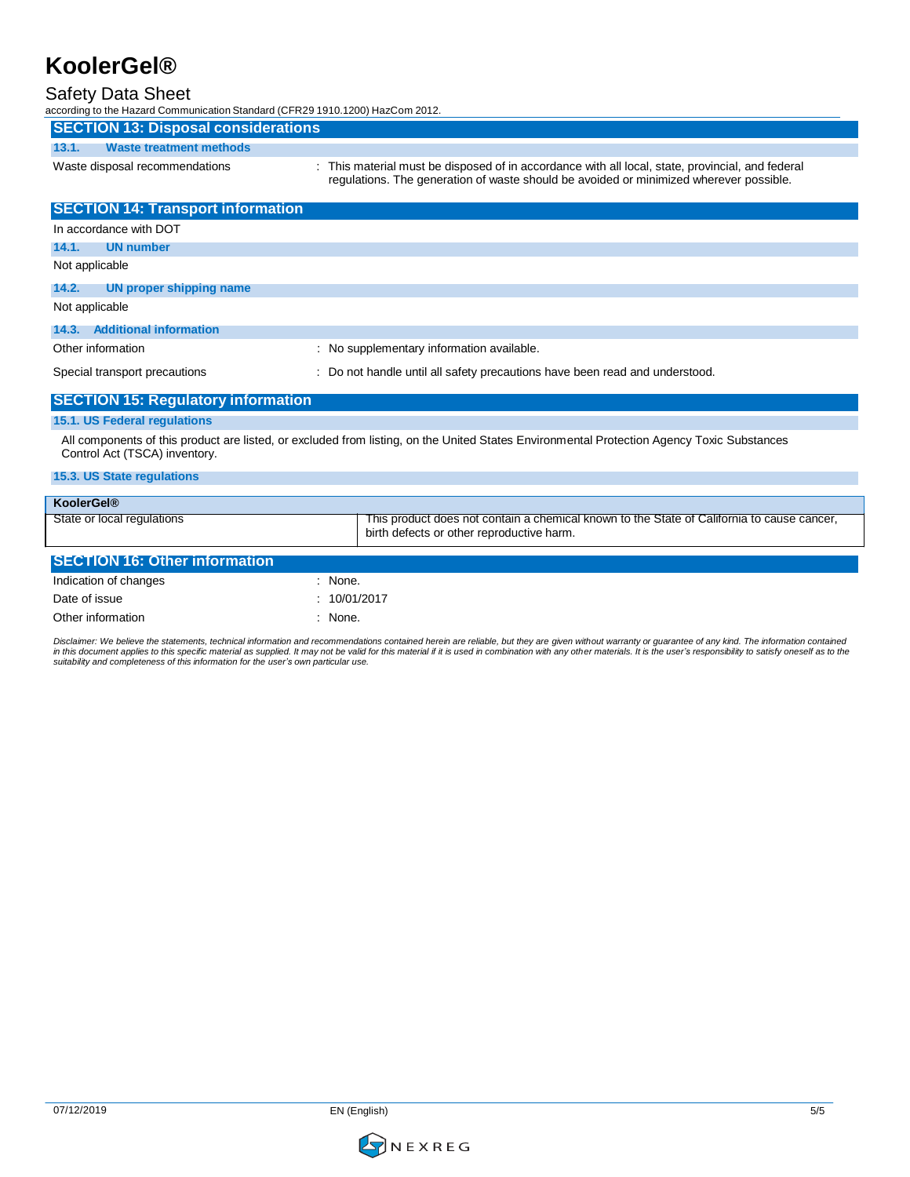## SECTION 13: Disposal considerations

### 13.1. Waste treatment methods

| | |
|---|---|
| Waste disposal recommendations | : This material must be disposed of in accordance with all local, state, provincial, and federal regulations. The generation of waste should be avoided or minimized wherever possible. |

## SECTION 14: Transport information

In accordance with DOT

### 14.1. UN number

Not applicable

### 14.2. UN proper shipping name

Not applicable

### 14.3. Additional information

| | |
|---|---|
| Other information | : No supplementary information available. |
| Special transport precautions | : Do not handle until all safety precautions have been read and understood. |

## SECTION 15: Regulatory information

### 15.1. US Federal regulations

All components of this product are listed, or excluded from listing, on the United States Environmental Protection Agency Toxic Substances Control Act (TSCA) inventory.

### 15.3. US State regulations

| KoolerGel® | |
|---|---|
| State or local regulations | This product does not contain a chemical known to the State of California to cause cancer, birth defects or other reproductive harm. |

## SECTION 16: Other information

| | |
|---|---|
| Indication of changes | : None. |
| Date of issue | : 10/01/2017 |
| Other information | : None. |

*Disclaimer: We believe the statements, technical information and recommendations contained herein are reliable, but they are given without warranty or guarantee of any kind. The information contained in this document applies to this specific material as supplied. It may not be valid for this material if it is used in combination with any other materials. It is the user's responsibility to satisfy oneself as to the suitability and completeness of this information for the user's own particular use.*